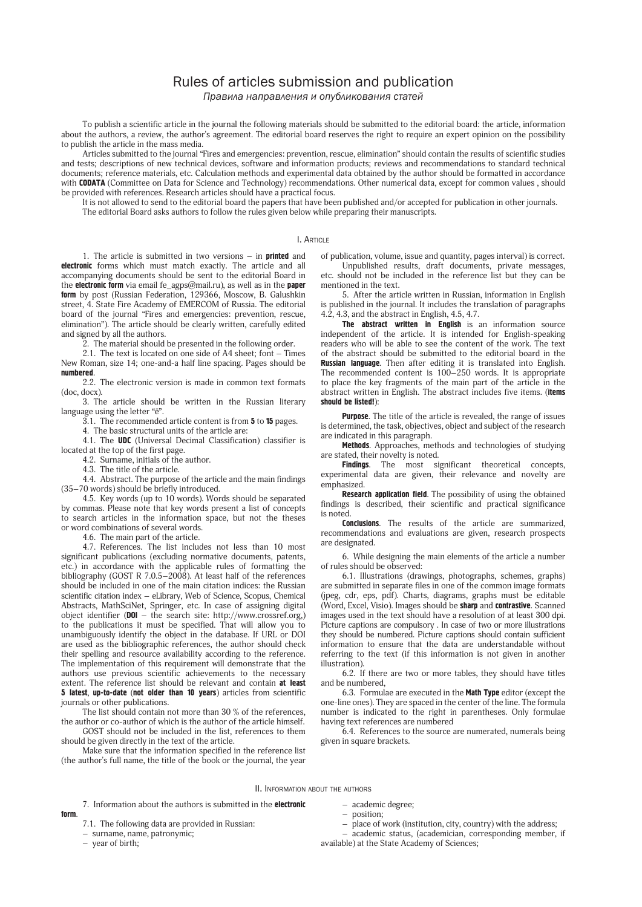# Rules of articles submission and publication

*Правила направления и опубликования статей*

To publish a scientific article in the journal the following materials should be submitted to the editorial board: the article, information about the authors, a review, the author's agreement. The editorial board reserves the right to require an expert opinion on the possibility to publish the article in the mass media.

Articles submitted to the journal "Fires and emergencies: prevention, rescue, elimination" should contain the results of scientific studies and tests; descriptions of new technical devices, software and information products; reviews and recommendations to standard technical documents; reference materials, etc. Calculation methods and experimental data obtained by the author should be formatted in accordance with **CODATA** (Committee on Data for Science and Technology) recommendations. Other numerical data, except for common values , should be provided with references. Research articles should have a practical focus.

It is not allowed to send to the editorial board the papers that have been published and/or accepted for publication in other journals.

The editorial Board asks authors to follow the rules given below while preparing their manuscripts.

## I. Article

1. The article is submitted in two versions – in **printed** and **electronic** forms which must match exactly. The article and all accompanying documents should be sent to the editorial Board in the **electronic form** via email fe_agps@mail.ru), as well as in the **paper form** by post (Russian Federation, 129366, Moscow, B. Galushkin street, 4. State Fire Academy of EMERCOM of Russia. The editorial board of the journal "Fires and emergencies: prevention, rescue, elimination"). The article should be clearly written, carefully edited and signed by all the authors.

2. The material should be presented in the following order.

2.1. The text is located on one side of A4 sheet; font – Times New Roman, size 14; one-and-a half line spacing. Pages should be **numbered**.

2.2. The electronic version is made in common text formats (doc, docx).

3. The article should be written in the Russian literary language using the letter "ё".

3.1. The recommended article content is from **5** to **15** pages.

4. The basic structural units of the article are:

4.1. The **UDC** (Universal Decimal Classification) classifier is located at the top of the first page.

4.2. Surname, initials of the author.

4.3. The title of the article.

4.4. Abstract. The purpose of the article and the main findings (35–70 words) should be briefly introduced.

4.5. Key words (up to 10 words). Words should be separated by commas. Please note that key words present a list of concepts to search articles in the information space, but not the theses or word combinations of several words.

4.6. The main part of the article.

4.7. References. The list includes not less than 10 most significant publications (excluding normative documents, patents, etc.) in accordance with the applicable rules of formatting the bibliography (GOST R 7.0.5–2008). At least half of the references should be included in one of the main citation indices: the Russian scientific citation index – eLibrary, Web of Science, Scopus, Chemical Abstracts, MathSciNet, Springer, etc. In case of assigning digital object identifier (**DOI** – the search site: http://www.crossref.org,) to the publications it must be specified. That will allow you to unambiguously identify the object in the database. If URL or DOI are used as the bibliographic references, the author should check their spelling and resource availability according to the reference. The implementation of this requirement will demonstrate that the authors use previous scientific achievements to the necessary extent. The reference list should be relevant and contain **at least 5 latest**, **up-to-date** (**not older than 10 years**) articles from scientific journals or other publications.

The list should contain not more than 30 % of the references, the author or co-author of which is the author of the article himself.

GOST should not be included in the list, references to them should be given directly in the text of the article.

Make sure that the information specified in the reference list (the author's full name, the title of the book or the journal, the year of publication, volume, issue and quantity, pages interval) is correct.

Unpublished results, draft documents, private messages, etc. should not be included in the reference list but they can be mentioned in the text.

5. After the article written in Russian, information in English is published in the journal. It includes the translation of paragraphs 4.2, 4.3, and the abstract in English, 4.5, 4.7.

**The abstract written in English** is an information source independent of the article. It is intended for English-speaking readers who will be able to see the content of the work. The text of the abstract should be submitted to the editorial board in the **Russian language**. Then after editing it is translated into English. The recommended content is 100–250 words. It is appropriate to place the key fragments of the main part of the article in the abstract written in English. The abstract includes five items. (**items should be listed!**):

**Purpose**. The title of the article is revealed, the range of issues is determined, the task, objectives, object and subject of the research are indicated in this paragraph.

**Methods**. Approaches, methods and technologies of studying are stated, their novelty is noted.

**Findings**. The most significant theoretical concepts, experimental data are given, their relevance and novelty are emphasized.

**Research application field**. The possibility of using the obtained findings is described, their scientific and practical significance is noted.

**Conclusions**. The results of the article are summarized, recommendations and evaluations are given, research prospects are designated.

6. While designing the main elements of the article a number of rules should be observed:

6.1. Illustrations (drawings, photographs, schemes, graphs) are submitted in separate files in one of the common image formats (jpeg, cdr, eps, pdf). Charts, diagrams, graphs must be editable (Word, Excel, Visio). Images should be **sharp** and **contrastive**. Scanned images used in the text should have a resolution of at least 300 dpi. Picture captions are compulsory . In case of two or more illustrations they should be numbered. Picture captions should contain sufficient information to ensure that the data are understandable without referring to the text (if this information is not given in another illustration).

6.2. If there are two or more tables, they should have titles and be numbered,

6.3. Formulae are executed in the **Math Type** editor (except the one-line ones). They are spaced in the center of the line. The formula number is indicated to the right in parentheses. Only formulae having text references are numbered

6.4. References to the source are numerated, numerals being given in square brackets.

## II. Information about the authors

7. Information about the authors is submitted in the **electronic form**.

7.1. The following data are provided in Russian:

– surname, name, patronymic;

– year of birth;

– academic degree;

– position;

– place of work (institution, city, country) with the address;

– academic status, (academician, corresponding member, if available) at the State Academy of Sciences;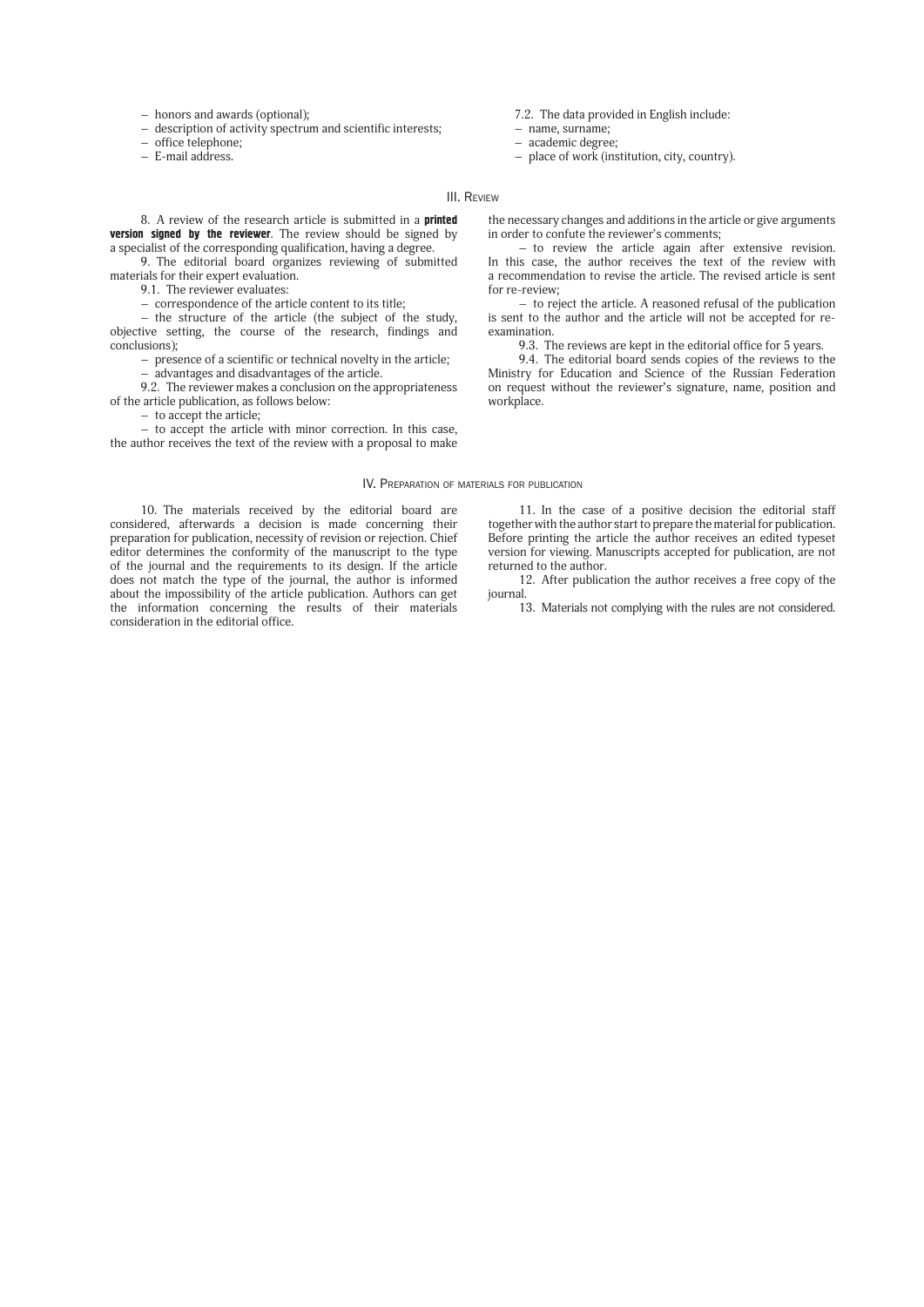- honors and awards (optional);
- description of activity spectrum and scientific interests;
- office telephone;
- E-mail address.

7.2. The data provided in English include:

- name, surname;
- academic degree;
- place of work (institution, city, country).

## III. Review

8. A review of the research article is submitted in a **printed version signed by the reviewer**. The review should be signed by a specialist of the corresponding qualification, having a degree.

9. The editorial board organizes reviewing of submitted materials for their expert evaluation.

9.1. The reviewer evaluates:

- correspondence of the article content to its title;
- the structure of the article (the subject of the study, objective setting, the course of the research, findings and conclusions);
- presence of a scientific or technical novelty in the article;
- advantages and disadvantages of the article.

9.2. The reviewer makes a conclusion on the appropriateness of the article publication, as follows below:

- to accept the article;
- to accept the article with minor correction. In this case, the author receives the text of the review with a proposal to make the necessary changes and additions in the article or give arguments in order to confute the reviewer's comments;
- to review the article again after extensive revision. In this case, the author receives the text of the review with a recommendation to revise the article. The revised article is sent for re-review;
- to reject the article. A reasoned refusal of the publication is sent to the author and the article will not be accepted for re-examination.

9.3. The reviews are kept in the editorial office for 5 years.

9.4. The editorial board sends copies of the reviews to the Ministry for Education and Science of the Russian Federation on request without the reviewer's signature, name, position and workplace.

## IV. Preparation of materials for publication

10. The materials received by the editorial board are considered, afterwards a decision is made concerning their preparation for publication, necessity of revision or rejection. Chief editor determines the conformity of the manuscript to the type of the journal and the requirements to its design. If the article does not match the type of the journal, the author is informed about the impossibility of the article publication. Authors can get the information concerning the results of their materials consideration in the editorial office.

11. In the case of a positive decision the editorial staff together with the author start to prepare the material for publication. Before printing the article the author receives an edited typeset version for viewing. Manuscripts accepted for publication, are not returned to the author.

12. After publication the author receives a free copy of the journal.

13. Materials not complying with the rules are not considered.